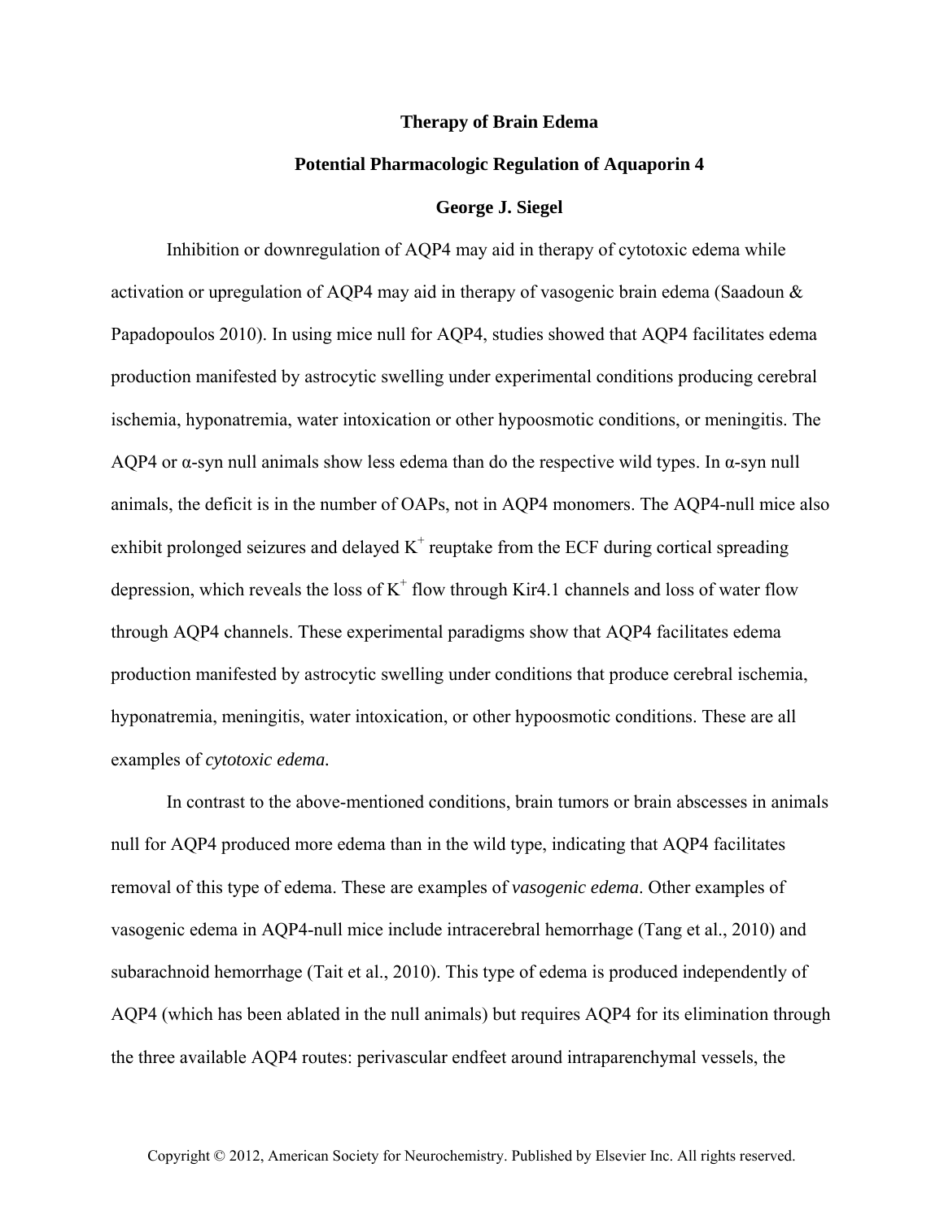# Therapy of Brain Edema

## Potential Pharmacologic Regulation of Aquaporin 4

### George J. Siegel

Inhibition or downregulation of AQP4 may aid in therapy of cytotoxic edema while activation or upregulation of AQP4 may aid in therapy of vasogenic brain edema (Saadoun & Papadopoulos 2010). In using mice null for AQP4, studies showed that AQP4 facilitates edema production manifested by astrocytic swelling under experimental conditions producing cerebral ischemia, hyponatremia, water intoxication or other hypoosmotic conditions, or meningitis. The AQP4 or α-syn null animals show less edema than do the respective wild types. In α-syn null animals, the deficit is in the number of OAPs, not in AQP4 monomers. The AQP4-null mice also exhibit prolonged seizures and delayed $K^+$ reuptake from the ECF during cortical spreading depression, which reveals the loss of $K^+$ flow through Kir4.1 channels and loss of water flow through AQP4 channels. These experimental paradigms show that AQP4 facilitates edema production manifested by astrocytic swelling under conditions that produce cerebral ischemia, hyponatremia, meningitis, water intoxication, or other hypoosmotic conditions. These are all examples of *cytotoxic edema.*

In contrast to the above-mentioned conditions, brain tumors or brain abscesses in animals null for AQP4 produced more edema than in the wild type, indicating that AQP4 facilitates removal of this type of edema. These are examples of *vasogenic edema*. Other examples of vasogenic edema in AQP4-null mice include intracerebral hemorrhage (Tang et al., 2010) and subarachnoid hemorrhage (Tait et al., 2010). This type of edema is produced independently of AQP4 (which has been ablated in the null animals) but requires AQP4 for its elimination through the three available AQP4 routes: perivascular endfeet around intraparenchymal vessels, the

Copyright © 2012, American Society for Neurochemistry. Published by Elsevier Inc. All rights reserved.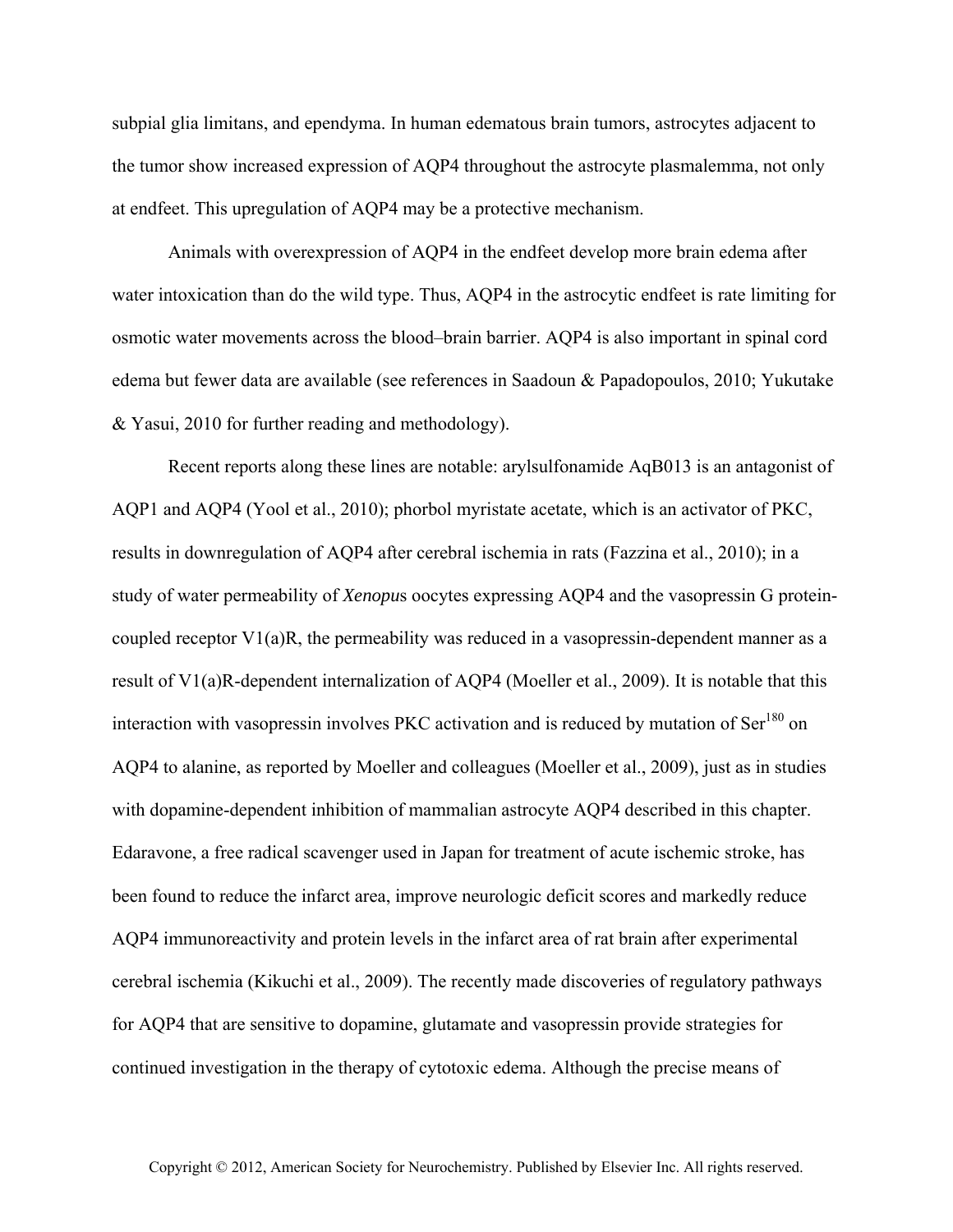subpial glia limitans, and ependyma. In human edematous brain tumors, astrocytes adjacent to the tumor show increased expression of AQP4 throughout the astrocyte plasmalemma, not only at endfeet. This upregulation of AQP4 may be a protective mechanism.

Animals with overexpression of AQP4 in the endfeet develop more brain edema after water intoxication than do the wild type. Thus, AQP4 in the astrocytic endfeet is rate limiting for osmotic water movements across the blood–brain barrier. AQP4 is also important in spinal cord edema but fewer data are available (see references in Saadoun & Papadopoulos, 2010; Yukutake & Yasui, 2010 for further reading and methodology).

Recent reports along these lines are notable: arylsulfonamide AqB013 is an antagonist of AQP1 and AQP4 (Yool et al., 2010); phorbol myristate acetate, which is an activator of PKC, results in downregulation of AQP4 after cerebral ischemia in rats (Fazzina et al., 2010); in a study of water permeability of *Xenopus* oocytes expressing AQP4 and the vasopressin G protein-coupled receptor V1(a)R, the permeability was reduced in a vasopressin-dependent manner as a result of V1(a)R-dependent internalization of AQP4 (Moeller et al., 2009). It is notable that this interaction with vasopressin involves PKC activation and is reduced by mutation of $Ser^{180}$ on AQP4 to alanine, as reported by Moeller and colleagues (Moeller et al., 2009), just as in studies with dopamine-dependent inhibition of mammalian astrocyte AQP4 described in this chapter. Edaravone, a free radical scavenger used in Japan for treatment of acute ischemic stroke, has been found to reduce the infarct area, improve neurologic deficit scores and markedly reduce AQP4 immunoreactivity and protein levels in the infarct area of rat brain after experimental cerebral ischemia (Kikuchi et al., 2009). The recently made discoveries of regulatory pathways for AQP4 that are sensitive to dopamine, glutamate and vasopressin provide strategies for continued investigation in the therapy of cytotoxic edema. Although the precise means of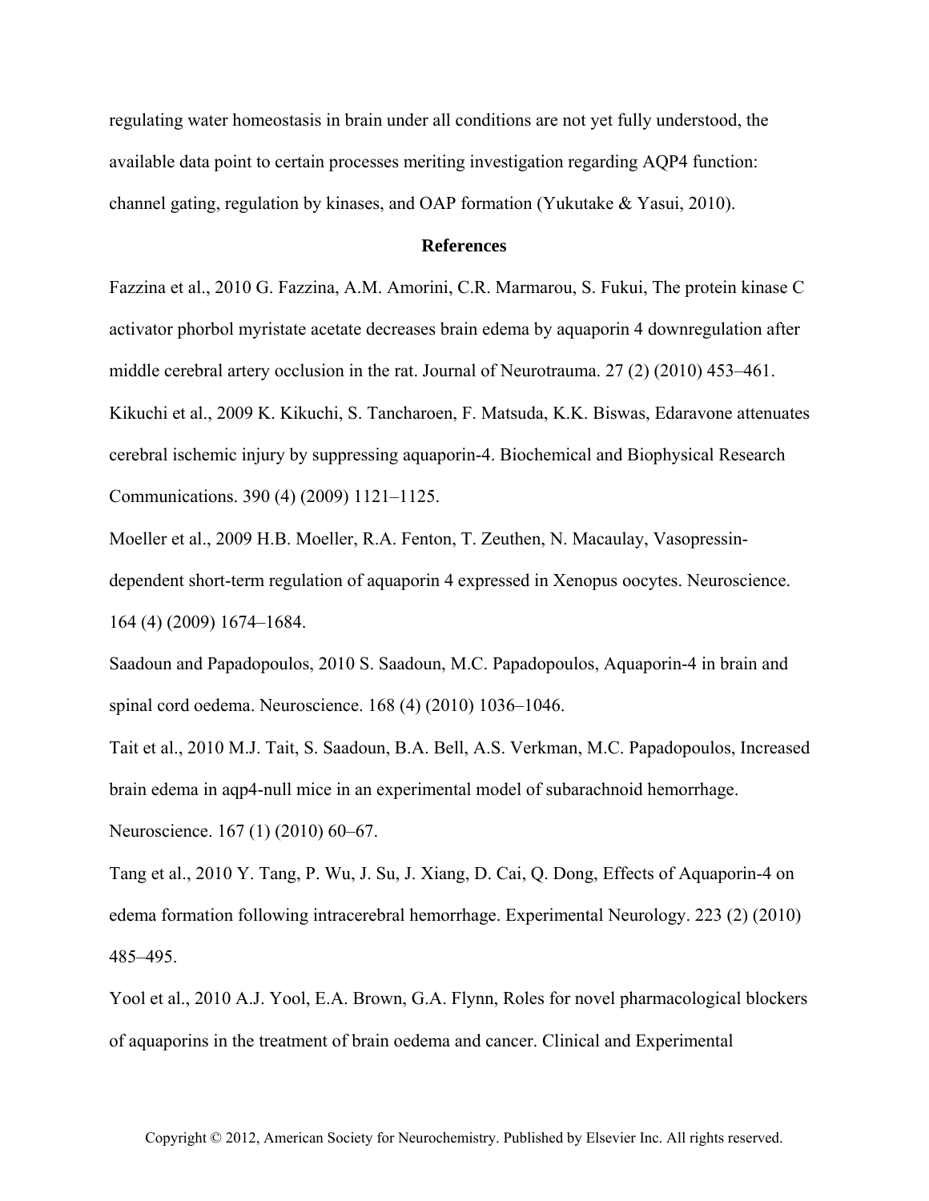regulating water homeostasis in brain under all conditions are not yet fully understood, the available data point to certain processes meriting investigation regarding AQP4 function: channel gating, regulation by kinases, and OAP formation (Yukutake & Yasui, 2010).

## References

Fazzina et al., 2010 G. Fazzina, A.M. Amorini, C.R. Marmarou, S. Fukui, The protein kinase C activator phorbol myristate acetate decreases brain edema by aquaporin 4 downregulation after middle cerebral artery occlusion in the rat. Journal of Neurotrauma. 27 (2) (2010) 453–461.

Kikuchi et al., 2009 K. Kikuchi, S. Tancharoen, F. Matsuda, K.K. Biswas, Edaravone attenuates cerebral ischemic injury by suppressing aquaporin-4. Biochemical and Biophysical Research Communications. 390 (4) (2009) 1121–1125.

Moeller et al., 2009 H.B. Moeller, R.A. Fenton, T. Zeuthen, N. Macaulay, Vasopressin-dependent short-term regulation of aquaporin 4 expressed in Xenopus oocytes. Neuroscience. 164 (4) (2009) 1674–1684.

Saadoun and Papadopoulos, 2010 S. Saadoun, M.C. Papadopoulos, Aquaporin-4 in brain and spinal cord oedema. Neuroscience. 168 (4) (2010) 1036–1046.

Tait et al., 2010 M.J. Tait, S. Saadoun, B.A. Bell, A.S. Verkman, M.C. Papadopoulos, Increased brain edema in aqp4-null mice in an experimental model of subarachnoid hemorrhage. Neuroscience. 167 (1) (2010) 60–67.

Tang et al., 2010 Y. Tang, P. Wu, J. Su, J. Xiang, D. Cai, Q. Dong, Effects of Aquaporin-4 on edema formation following intracerebral hemorrhage. Experimental Neurology. 223 (2) (2010) 485–495.

Yool et al., 2010 A.J. Yool, E.A. Brown, G.A. Flynn, Roles for novel pharmacological blockers of aquaporins in the treatment of brain oedema and cancer. Clinical and Experimental

Copyright © 2012, American Society for Neurochemistry. Published by Elsevier Inc. All rights reserved.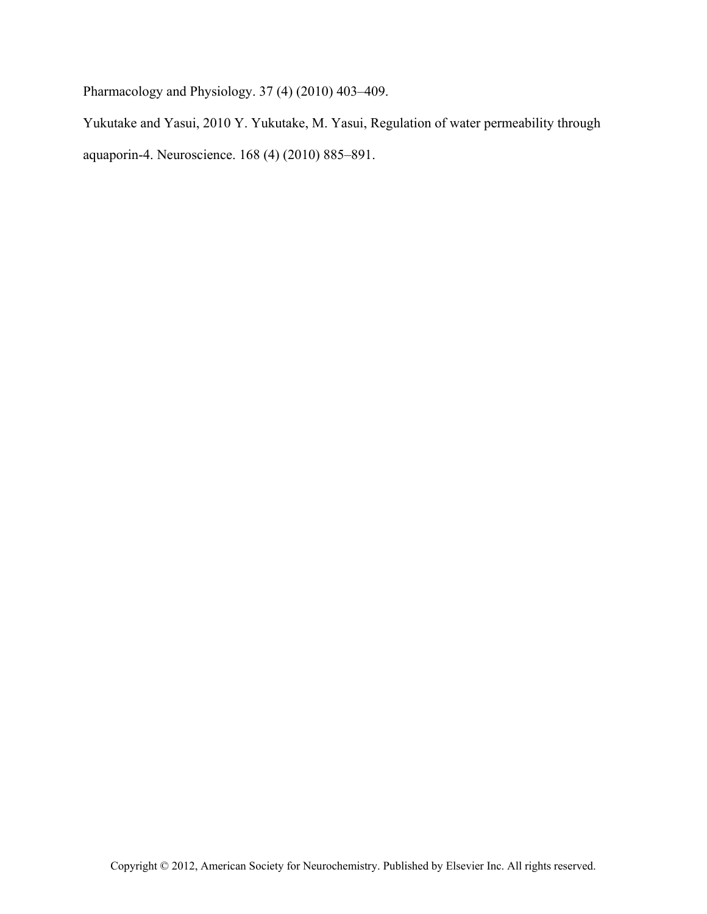Pharmacology and Physiology. 37 (4) (2010) 403–409.

Yukutake and Yasui, 2010 Y. Yukutake, M. Yasui, Regulation of water permeability through aquaporin-4. Neuroscience. 168 (4) (2010) 885–891.

Copyright © 2012, American Society for Neurochemistry. Published by Elsevier Inc. All rights reserved.